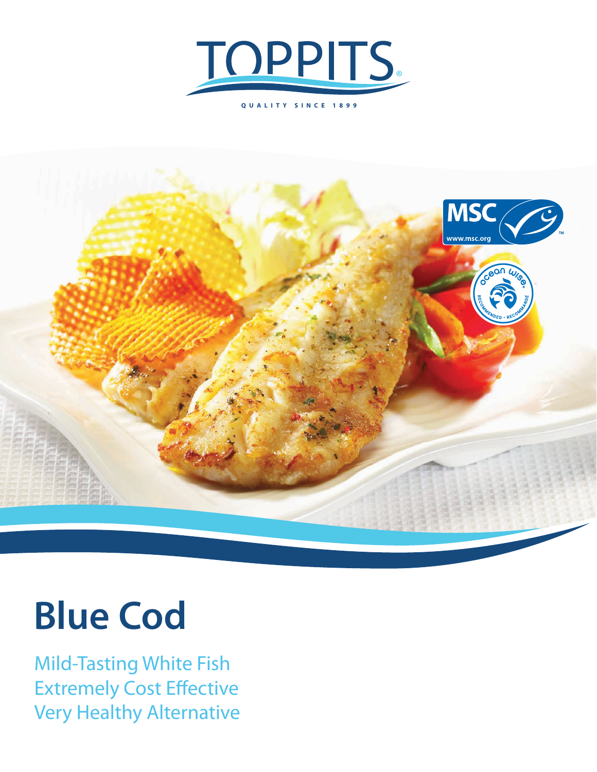TOPPITS®

QUALITY SINCE 1899

# Blue Cod

Mild-Tasting White Fish
Extremely Cost Effective
Very Healthy Alternative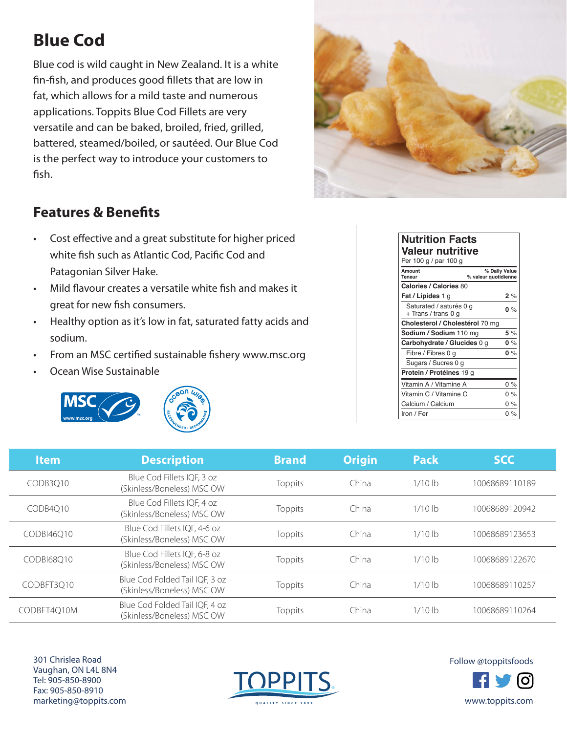# Blue Cod

Blue cod is wild caught in New Zealand. It is a white fin-fish, and produces good fillets that are low in fat, which allows for a mild taste and numerous applications. Toppits Blue Cod Fillets are very versatile and can be baked, broiled, fried, grilled, battered, steamed/boiled, or sautéed. Our Blue Cod is the perfect way to introduce your customers to fish.

## Features & Benefits

- Cost effective and a great substitute for higher priced white fish such as Atlantic Cod, Pacific Cod and Patagonian Silver Hake.
- Mild flavour creates a versatile white fish and makes it great for new fish consumers.
- Healthy option as it's low in fat, saturated fatty acids and sodium.
- From an MSC certified sustainable fishery www.msc.org
- Ocean Wise Sustainable

**Nutrition Facts**
**Valeur nutritive**
Per 100 g / par 100 g

| Amount / Teneur | % Daily Value / % valeur quotidienne |
|---|---|
| **Calories / Calories** 80 | |
| **Fat / Lipides** 1 g | 2 % |
| Saturated / saturés 0 g + Trans / trans 0 g | 0 % |
| **Cholesterol / Cholestérol** 70 mg | |
| **Sodium / Sodium** 110 mg | 5 % |
| **Carbohydrate / Glucides** 0 g | 0 % |
| Fibre / Fibres 0 g | 0 % |
| Sugars / Sucres 0 g | |
| **Protein / Protéines** 19 g | |
| Vitamin A / Vitamine A | 0 % |
| Vitamin C / Vitamine C | 0 % |
| Calcium / Calcium | 0 % |
| Iron / Fer | 0 % |

| Item | Description | Brand | Origin | Pack | SCC |
|---|---|---|---|---|---|
| CODB3Q10 | Blue Cod Fillets IQF, 3 oz (Skinless/Boneless) MSC OW | Toppits | China | 1/10 lb | 10068689110189 |
| CODB4Q10 | Blue Cod Fillets IQF, 4 oz (Skinless/Boneless) MSC OW | Toppits | China | 1/10 lb | 10068689120942 |
| CODBI46Q10 | Blue Cod Fillets IQF, 4-6 oz (Skinless/Boneless) MSC OW | Toppits | China | 1/10 lb | 10068689123653 |
| CODBI68Q10 | Blue Cod Fillets IQF, 6-8 oz (Skinless/Boneless) MSC OW | Toppits | China | 1/10 lb | 10068689122670 |
| CODBFT3Q10 | Blue Cod Folded Tail IQF, 3 oz (Skinless/Boneless) MSC OW | Toppits | China | 1/10 lb | 10068689110257 |
| CODBFT4Q10M | Blue Cod Folded Tail IQF, 4 oz (Skinless/Boneless) MSC OW | Toppits | China | 1/10 lb | 10068689110264 |

301 Chrislea Road
Vaughan, ON L4L 8N4
Tel: 905-850-8900
Fax: 905-850-8910
marketing@toppits.com

TOPPITS
QUALITY SINCE 1899

Follow @toppitsfoods
www.toppits.com